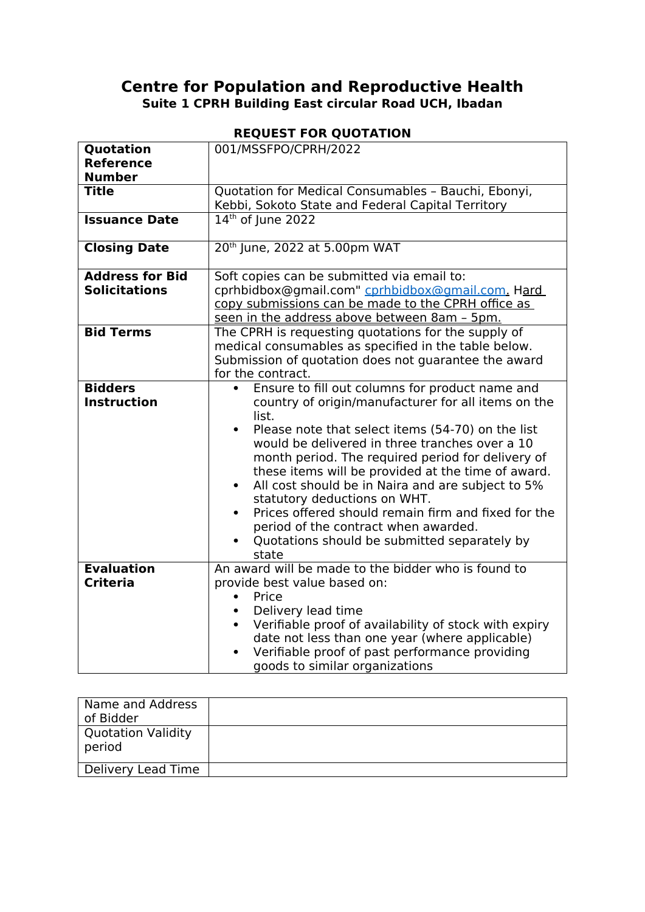# Centre for Population and Reproductive Health

**Suite 1 CPRH Building East circular Road UCH, Ibadan**

## REQUEST FOR QUOTATION

| | |
|---|---|
| **Quotation Reference Number** | 001/MSSFPO/CPRH/2022 |
| **Title** | Quotation for Medical Consumables – Bauchi, Ebonyi, Kebbi, Sokoto State and Federal Capital Territory |
| **Issuance Date** | 14th of June 2022 |
| **Closing Date** | 20th June, 2022 at 5.00pm WAT |
| **Address for Bid Solicitations** | Soft copies can be submitted via email to: cprhbidbox@gmail.com" cprhbidbox@gmail.com. Hard copy submissions can be made to the CPRH office as seen in the address above between 8am – 5pm. |
| **Bid Terms** | The CPRH is requesting quotations for the supply of medical consumables as specified in the table below. Submission of quotation does not guarantee the award for the contract. |
| **Bidders Instruction** | • Ensure to fill out columns for product name and country of origin/manufacturer for all items on the list. • Please note that select items (54-70) on the list would be delivered in three tranches over a 10 month period. The required period for delivery of these items will be provided at the time of award. • All cost should be in Naira and are subject to 5% statutory deductions on WHT. • Prices offered should remain firm and fixed for the period of the contract when awarded. • Quotations should be submitted separately by state |
| **Evaluation Criteria** | An award will be made to the bidder who is found to provide best value based on: • Price • Delivery lead time • Verifiable proof of availability of stock with expiry date not less than one year (where applicable) • Verifiable proof of past performance providing goods to similar organizations |

| | |
|---|---|
| Name and Address of Bidder | |
| Quotation Validity period | |
| Delivery Lead Time | |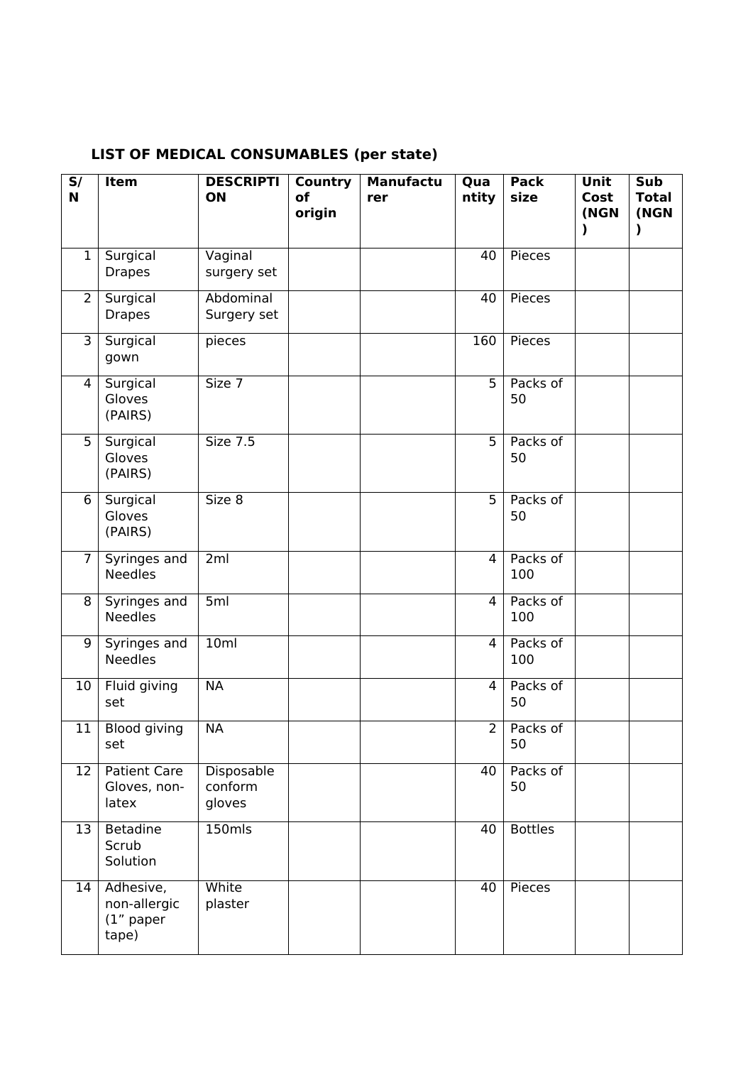## LIST OF MEDICAL CONSUMABLES (per state)

| S/N | Item | DESCRIPTION | Country of origin | Manufacturer | Quantity | Pack size | Unit Cost (NGN) | Sub Total (NGN) |
|---|---|---|---|---|---|---|---|---|
| 1 | Surgical Drapes | Vaginal surgery set | | | 40 | Pieces | | |
| 2 | Surgical Drapes | Abdominal Surgery set | | | 40 | Pieces | | |
| 3 | Surgical gown | pieces | | | 160 | Pieces | | |
| 4 | Surgical Gloves (PAIRS) | Size 7 | | | 5 | Packs of 50 | | |
| 5 | Surgical Gloves (PAIRS) | Size 7.5 | | | 5 | Packs of 50 | | |
| 6 | Surgical Gloves (PAIRS) | Size 8 | | | 5 | Packs of 50 | | |
| 7 | Syringes and Needles | 2ml | | | 4 | Packs of 100 | | |
| 8 | Syringes and Needles | 5ml | | | 4 | Packs of 100 | | |
| 9 | Syringes and Needles | 10ml | | | 4 | Packs of 100 | | |
| 10 | Fluid giving set | NA | | | 4 | Packs of 50 | | |
| 11 | Blood giving set | NA | | | 2 | Packs of 50 | | |
| 12 | Patient Care Gloves, non-latex | Disposable conform gloves | | | 40 | Packs of 50 | | |
| 13 | Betadine Scrub Solution | 150mls | | | 40 | Bottles | | |
| 14 | Adhesive, non-allergic (1" paper tape) | White plaster | | | 40 | Pieces | | |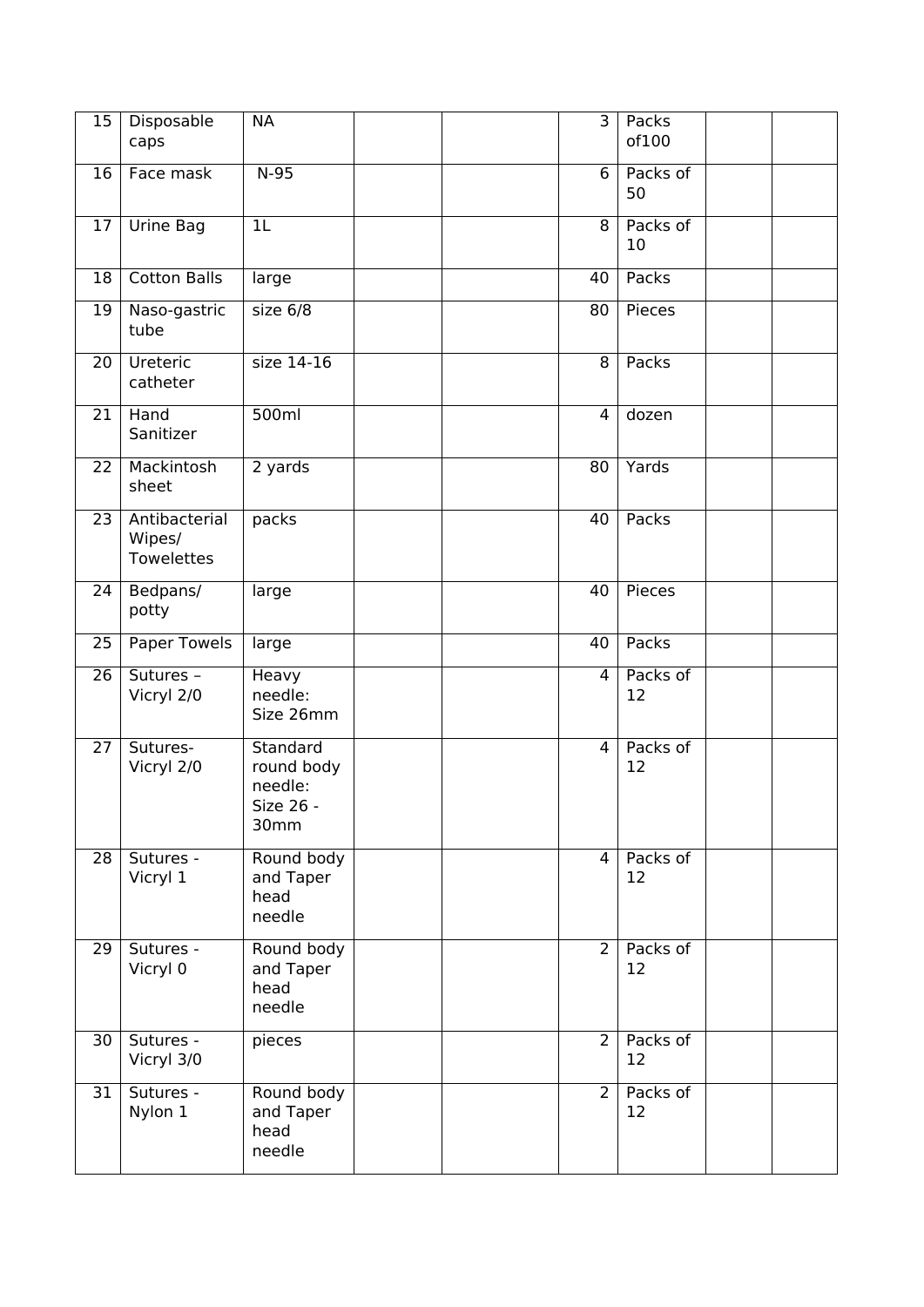| 15 | Disposable caps | NA | | | 3 | Packs of100 | | |
|---|---|---|---|---|---|---|---|---|
| 16 | Face mask | N-95 | | | 6 | Packs of 50 | | |
| 17 | Urine Bag | 1L | | | 8 | Packs of 10 | | |
| 18 | Cotton Balls | large | | | 40 | Packs | | |
| 19 | Naso-gastric tube | size 6/8 | | | 80 | Pieces | | |
| 20 | Ureteric catheter | size 14-16 | | | 8 | Packs | | |
| 21 | Hand Sanitizer | 500ml | | | 4 | dozen | | |
| 22 | Mackintosh sheet | 2 yards | | | 80 | Yards | | |
| 23 | Antibacterial Wipes/ Towelettes | packs | | | 40 | Packs | | |
| 24 | Bedpans/ potty | large | | | 40 | Pieces | | |
| 25 | Paper Towels | large | | | 40 | Packs | | |
| 26 | Sutures – Vicryl 2/0 | Heavy needle: Size 26mm | | | 4 | Packs of 12 | | |
| 27 | Sutures- Vicryl 2/0 | Standard round body needle: Size 26 - 30mm | | | 4 | Packs of 12 | | |
| 28 | Sutures - Vicryl 1 | Round body and Taper head needle | | | 4 | Packs of 12 | | |
| 29 | Sutures - Vicryl 0 | Round body and Taper head needle | | | 2 | Packs of 12 | | |
| 30 | Sutures - Vicryl 3/0 | pieces | | | 2 | Packs of 12 | | |
| 31 | Sutures - Nylon 1 | Round body and Taper head needle | | | 2 | Packs of 12 | | |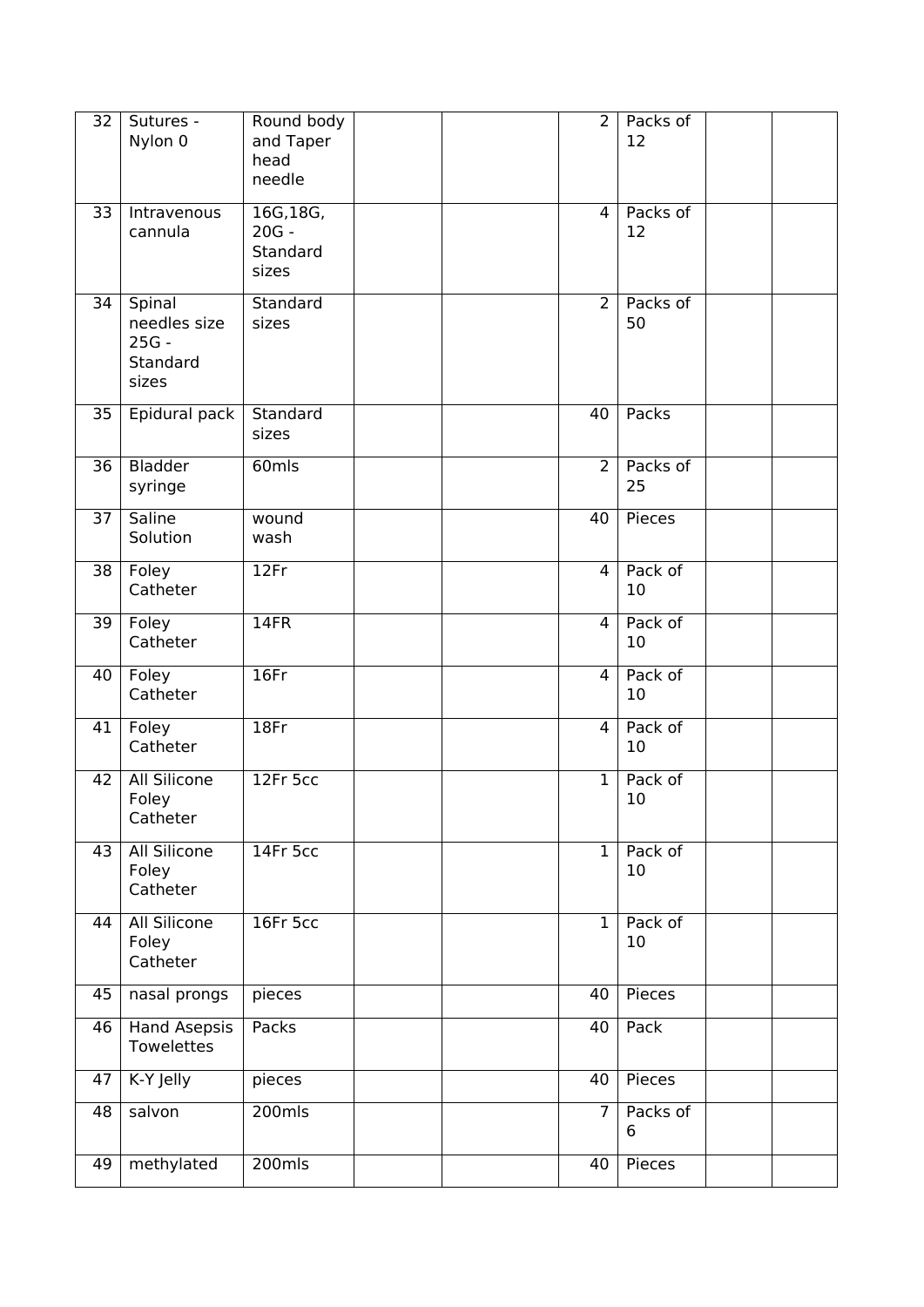| 32 | Sutures - Nylon 0 | Round body and Taper head needle | | | 2 | Packs of 12 | | |
|---|---|---|---|---|---|---|---|---|
| 33 | Intravenous cannula | 16G,18G, 20G - Standard sizes | | | 4 | Packs of 12 | | |
| 34 | Spinal needles size 25G - Standard sizes | Standard sizes | | | 2 | Packs of 50 | | |
| 35 | Epidural pack | Standard sizes | | | 40 | Packs | | |
| 36 | Bladder syringe | 60mls | | | 2 | Packs of 25 | | |
| 37 | Saline Solution | wound wash | | | 40 | Pieces | | |
| 38 | Foley Catheter | 12Fr | | | 4 | Pack of 10 | | |
| 39 | Foley Catheter | 14FR | | | 4 | Pack of 10 | | |
| 40 | Foley Catheter | 16Fr | | | 4 | Pack of 10 | | |
| 41 | Foley Catheter | 18Fr | | | 4 | Pack of 10 | | |
| 42 | All Silicone Foley Catheter | 12Fr 5cc | | | 1 | Pack of 10 | | |
| 43 | All Silicone Foley Catheter | 14Fr 5cc | | | 1 | Pack of 10 | | |
| 44 | All Silicone Foley Catheter | 16Fr 5cc | | | 1 | Pack of 10 | | |
| 45 | nasal prongs | pieces | | | 40 | Pieces | | |
| 46 | Hand Asepsis Towelettes | Packs | | | 40 | Pack | | |
| 47 | K-Y Jelly | pieces | | | 40 | Pieces | | |
| 48 | salvon | 200mls | | | 7 | Packs of 6 | | |
| 49 | methylated | 200mls | | | 40 | Pieces | | |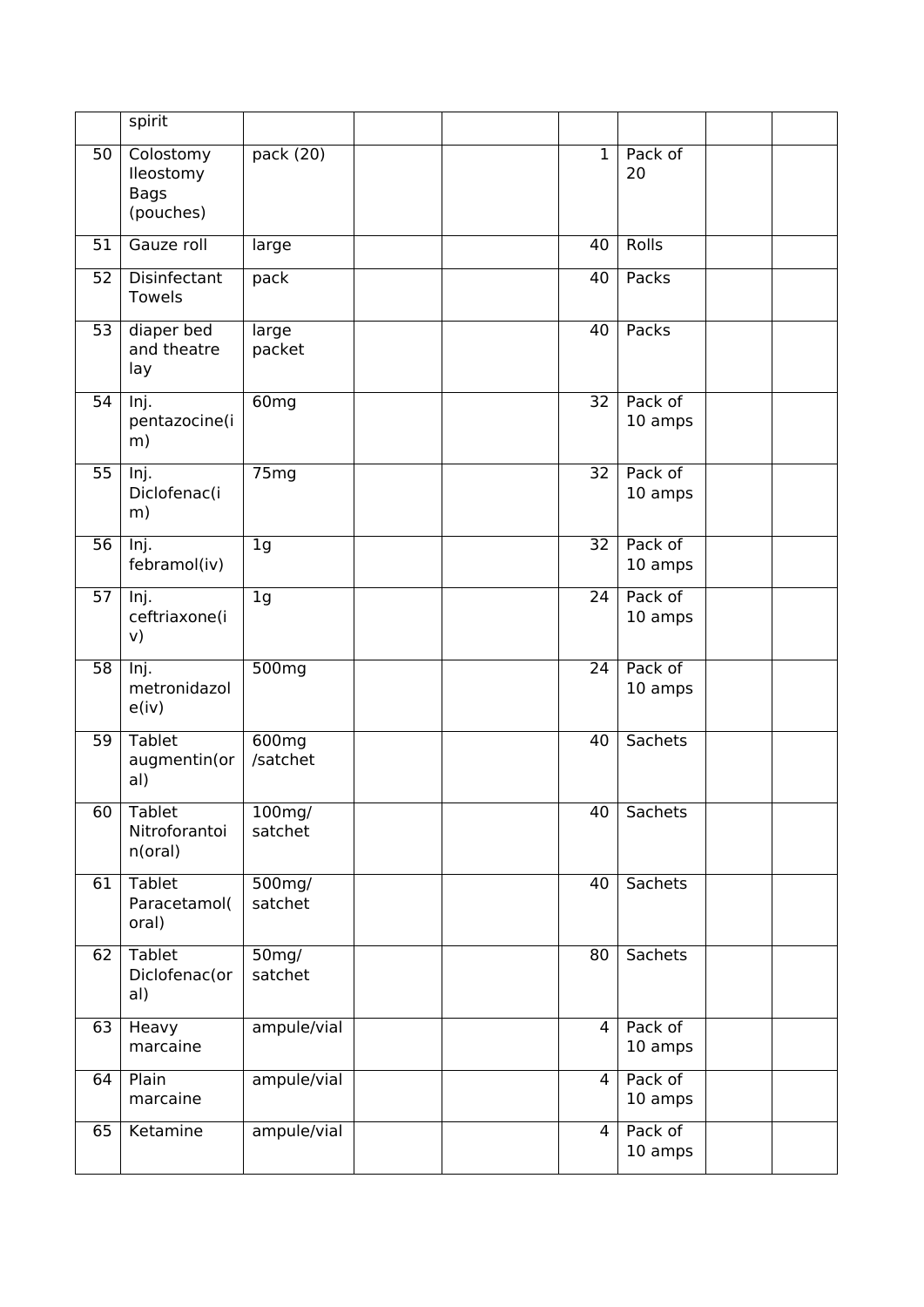| | | | | | | | | |
|---|---|---|---|---|---|---|---|---|
| | spirit | | | | | | | |
| 50 | Colostomy Ileostomy Bags (pouches) | pack (20) | | | 1 | Pack of 20 | | |
| 51 | Gauze roll | large | | | 40 | Rolls | | |
| 52 | Disinfectant Towels | pack | | | 40 | Packs | | |
| 53 | diaper bed and theatre lay | large packet | | | 40 | Packs | | |
| 54 | Inj. pentazocine(im) | 60mg | | | 32 | Pack of 10 amps | | |
| 55 | Inj. Diclofenac(im) | 75mg | | | 32 | Pack of 10 amps | | |
| 56 | Inj. febramol(iv) | 1g | | | 32 | Pack of 10 amps | | |
| 57 | Inj. ceftriaxone(iv) | 1g | | | 24 | Pack of 10 amps | | |
| 58 | Inj. metronidazole(iv) | 500mg | | | 24 | Pack of 10 amps | | |
| 59 | Tablet augmentin(oral) | 600mg /satchet | | | 40 | Sachets | | |
| 60 | Tablet Nitroforantoin(oral) | 100mg/ satchet | | | 40 | Sachets | | |
| 61 | Tablet Paracetamol(oral) | 500mg/ satchet | | | 40 | Sachets | | |
| 62 | Tablet Diclofenac(oral) | 50mg/ satchet | | | 80 | Sachets | | |
| 63 | Heavy marcaine | ampule/vial | | | 4 | Pack of 10 amps | | |
| 64 | Plain marcaine | ampule/vial | | | 4 | Pack of 10 amps | | |
| 65 | Ketamine | ampule/vial | | | 4 | Pack of 10 amps | | |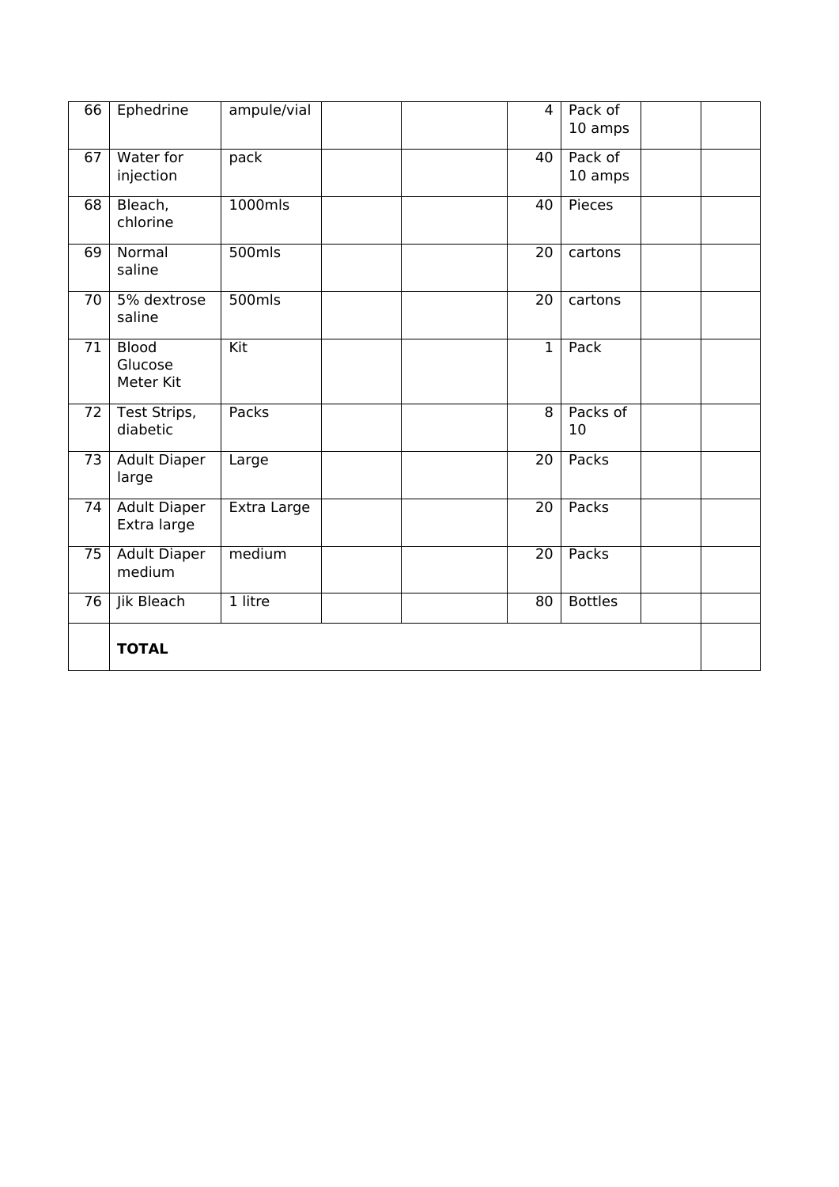| | | | | | | | | |
|---|---|---|---|---|---|---|---|---|
| 66 | Ephedrine | ampule/vial | | | 4 | Pack of 10 amps | | |
| 67 | Water for injection | pack | | | 40 | Pack of 10 amps | | |
| 68 | Bleach, chlorine | 1000mls | | | 40 | Pieces | | |
| 69 | Normal saline | 500mls | | | 20 | cartons | | |
| 70 | 5% dextrose saline | 500mls | | | 20 | cartons | | |
| 71 | Blood Glucose Meter Kit | Kit | | | 1 | Pack | | |
| 72 | Test Strips, diabetic | Packs | | | 8 | Packs of 10 | | |
| 73 | Adult Diaper large | Large | | | 20 | Packs | | |
| 74 | Adult Diaper Extra large | Extra Large | | | 20 | Packs | | |
| 75 | Adult Diaper medium | medium | | | 20 | Packs | | |
| 76 | Jik Bleach | 1 litre | | | 80 | Bottles | | |
| | **TOTAL** | | | | | | | |